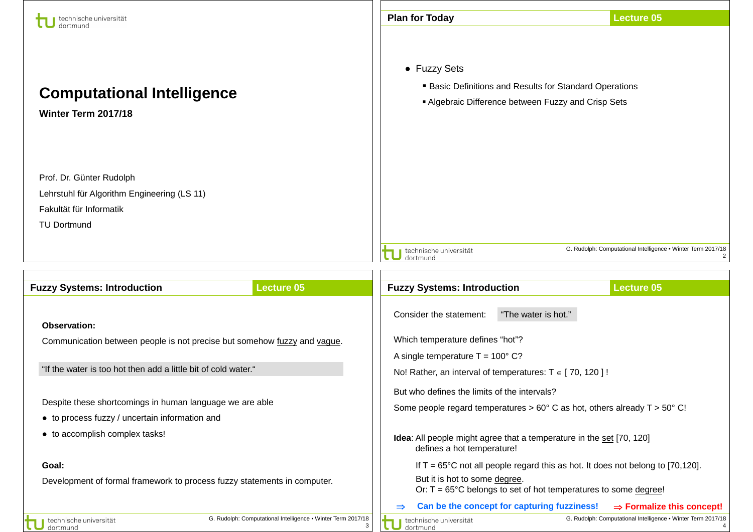# Computational Intelligence

**Winter Term 2017/18**

Prof. Dr. Günter Rudolph

Lehrstuhl für Algorithm Engineering (LS 11)

Fakultät für Informatik

TU Dortmund

## Plan for Today

- Fuzzy Sets
  - Basic Definitions and Results for Standard Operations
  - Algebraic Difference between Fuzzy and Crisp Sets

## Fuzzy Systems: Introduction

**Observation:**

Communication between people is not precise but somehow fuzzy and vague.

"If the water is too hot then add a little bit of cold water."

Despite these shortcomings in human language we are able

- to process fuzzy / uncertain information and
- to accomplish complex tasks!

**Goal:**

Development of formal framework to process fuzzy statements in computer.

## Fuzzy Systems: Introduction

Consider the statement: "The water is hot."

Which temperature defines "hot"?

A single temperature T = 100° C?

No! Rather, an interval of temperatures: $T \in [70, 120]$ !

But who defines the limits of the intervals?

Some people regard temperatures > 60° C as hot, others already T > 50° C!

**Idea**: All people might agree that a temperature in the set [70, 120] defines a hot temperature!

If T = 65°C not all people regard this as hot. It does not belong to [70,120].

But it is hot to some degree.
Or: T = 65°C belongs to set of hot temperatures to some degree!

⇒ **Can be the concept for capturing fuzziness!** ⇒ **Formalize this concept!**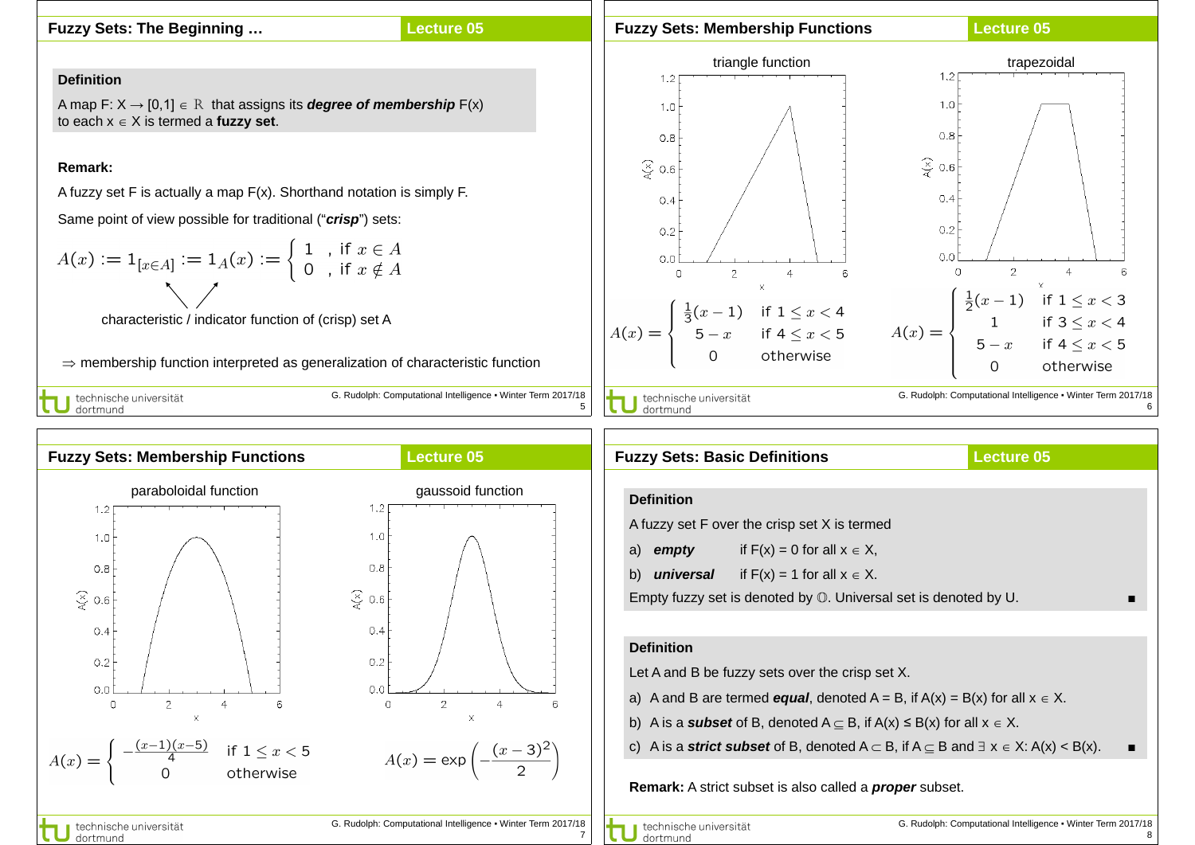## Fuzzy Sets: The Beginning …

**Definition**

A map F: X → [0,1] ⊆ ℝ that assigns its ***degree of membership*** F(x) to each x ∈ X is termed a **fuzzy set**.

**Remark:**

A fuzzy set F is actually a map F(x). Shorthand notation is simply F.

Same point of view possible for traditional ("***crisp***") sets:

$$A(x) := 1_{[x \in A]} := 1_A(x) := \begin{cases} 1 & \text{, if } x \in A \\ 0 & \text{, if } x \notin A \end{cases}$$

characteristic / indicator function of (crisp) set A

⇒ membership function interpreted as generalization of characteristic function

## Fuzzy Sets: Membership Functions

triangle function

1.2
1.0
0.8
0.6
0.4
0.2
0.0
A(x)
0
2
4
6
x

$$A(x) = \begin{cases} \frac{1}{3}(x-1) & \text{if } 1 \le x < 4 \\ 5 - x & \text{if } 4 \le x < 5 \\ 0 & \text{otherwise} \end{cases}$$

trapezoidal

1.2
1.0
0.8
0.6
0.4
0.2
0.0
A(x)
0
2
4
6
x

$$A(x) = \begin{cases} \frac{1}{2}(x-1) & \text{if } 1 \le x < 3 \\ 1 & \text{if } 3 \le x < 4 \\ 5 - x & \text{if } 4 \le x < 5 \\ 0 & \text{otherwise} \end{cases}$$

## Fuzzy Sets: Membership Functions

paraboloidal function

1.2
1.0
0.8
0.6
0.4
0.2
0.0
A(x)
0
2
4
6
x

$$A(x) = \begin{cases} -\frac{(x-1)(x-5)}{4} & \text{if } 1 \le x < 5 \\ 0 & \text{otherwise} \end{cases}$$

gaussoid function

1.2
1.0
0.8
0.6
0.4
0.2
0.0
A(x)
0
2
4
6
x

$$A(x) = \exp\left(-\frac{(x-3)^2}{2}\right)$$

## Fuzzy Sets: Basic Definitions

**Definition**

A fuzzy set F over the crisp set X is termed

a) ***empty*** if F(x) = 0 for all x ∈ X,

b) ***universal*** if F(x) = 1 for all x ∈ X.

Empty fuzzy set is denoted by $\mathbb{O}$. Universal set is denoted by U. ■

**Definition**

Let A and B be fuzzy sets over the crisp set X.

a) A and B are termed ***equal***, denoted A = B, if A(x) = B(x) for all x ∈ X.

b) A is a ***subset*** of B, denoted A ⊆ B, if A(x) ≤ B(x) for all x ∈ X.

c) A is a ***strict subset*** of B, denoted A ⊂ B, if A ⊆ B and ∃ x ∈ X: A(x) < B(x). ■

**Remark:** A strict subset is also called a ***proper*** subset.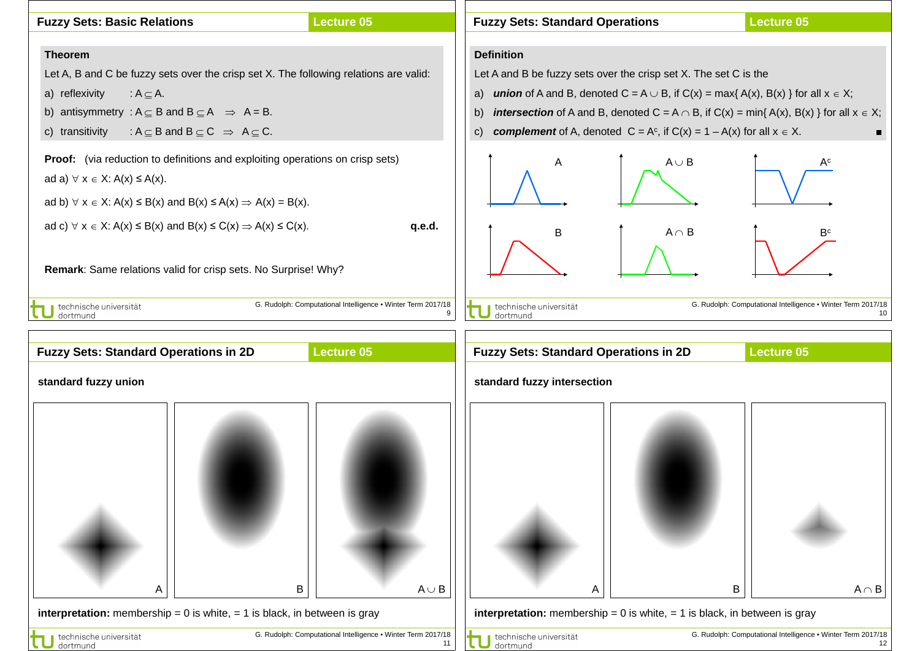## Fuzzy Sets: Basic Relations

**Theorem**

Let A, B and C be fuzzy sets over the crisp set X. The following relations are valid:

a) reflexivity : $A \subseteq A$.

b) antisymmetry : $A \subseteq B$ and $B \subseteq A \;\Rightarrow\; A = B$.

c) transitivity : $A \subseteq B$ and $B \subseteq C \;\Rightarrow\; A \subseteq C$.

**Proof:** (via reduction to definitions and exploiting operations on crisp sets)

ad a) $\forall\, x \in X$: $A(x) \le A(x)$.

ad b) $\forall\, x \in X$: $A(x) \le B(x)$ and $B(x) \le A(x) \Rightarrow A(x) = B(x)$.

ad c) $\forall\, x \in X$: $A(x) \le B(x)$ and $B(x) \le C(x) \Rightarrow A(x) \le C(x)$. **q.e.d.**

**Remark**: Same relations valid for crisp sets. No Surprise! Why?

## Fuzzy Sets: Standard Operations

**Definition**

Let A and B be fuzzy sets over the crisp set X. The set C is the

a) ***union*** of A and B, denoted $C = A \cup B$, if $C(x) = \max\{ A(x), B(x) \}$ for all $x \in X$;

b) ***intersection*** of A and B, denoted $C = A \cap B$, if $C(x) = \min\{ A(x), B(x) \}$ for all $x \in X$;

c) ***complement*** of A, denoted $C = A^c$, if $C(x) = 1 - A(x)$ for all $x \in X$. ■

A

$A \cup B$

$A^c$

B

$A \cap B$

$B^c$

## Fuzzy Sets: Standard Operations in 2D

**standard fuzzy union**

A

B

$A \cup B$

**interpretation:** membership = 0 is white, = 1 is black, in between is gray

## Fuzzy Sets: Standard Operations in 2D

**standard fuzzy intersection**

A

B

$A \cap B$

**interpretation:** membership = 0 is white, = 1 is black, in between is gray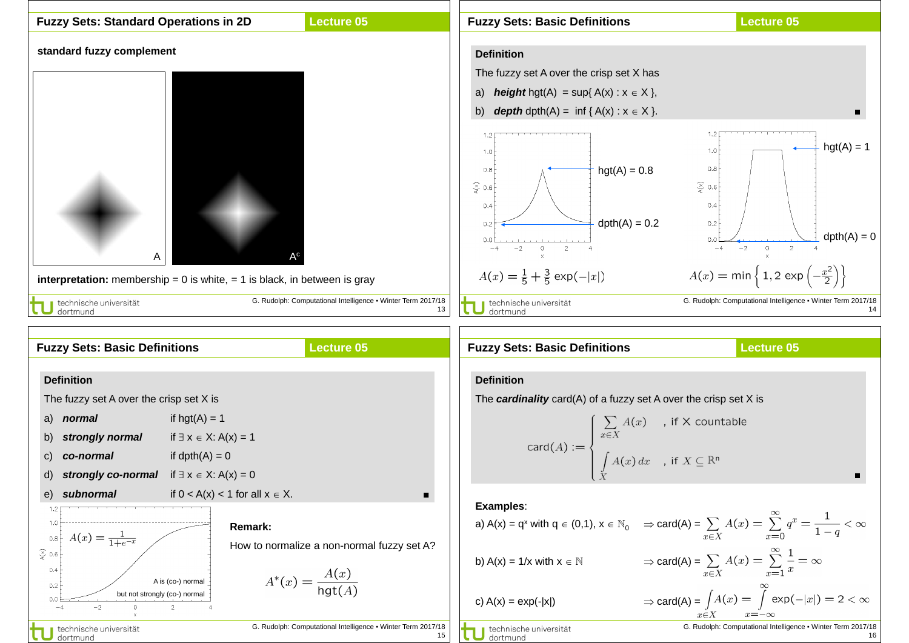## Fuzzy Sets: Standard Operations in 2D

**standard fuzzy complement**

A

A^c

**interpretation:** membership = 0 is white, = 1 is black, in between is gray

## Fuzzy Sets: Basic Definitions

**Definition**

The fuzzy set A over the crisp set X has

a) ***height*** hgt(A) = sup{ A(x) : x ∈ X },

b) ***depth*** dpth(A) = inf { A(x) : x ∈ X }. ■

hgt(A) = 0.8

dpth(A) = 0.2

$A(x) = \frac{1}{5} + \frac{3}{5}\exp(-|x|)$

hgt(A) = 1

dpth(A) = 0

$A(x) = \min\left\{1, 2\exp\left(-\frac{x^2}{2}\right)\right\}$

## Fuzzy Sets: Basic Definitions

**Definition**

The fuzzy set A over the crisp set X is

a) ***normal*** if hgt(A) = 1

b) ***strongly normal*** if ∃ x ∈ X: A(x) = 1

c) ***co-normal*** if dpth(A) = 0

d) ***strongly co-normal*** if ∃ x ∈ X: A(x) = 0

e) ***subnormal*** if 0 < A(x) < 1 for all x ∈ X. ■

$A(x) = \frac{1}{1+e^{-x}}$

A is (co-) normal

but not strongly (co-) normal

**Remark:**

How to normalize a non-normal fuzzy set A?

$$A^*(x) = \frac{A(x)}{\text{hgt}(A)}$$

## Fuzzy Sets: Basic Definitions

**Definition**

The ***cardinality*** card(A) of a fuzzy set A over the crisp set X is

$$\text{card}(A) := \begin{cases} \sum_{x \in X} A(x) & \text{, if } X \text{ countable} \\ \int_X A(x)\,dx & \text{, if } X \subseteq \mathbb{R}^n \end{cases}$$ ■

**Examples**:

a) $A(x) = q^x$ with $q \in (0,1)$, $x \in \mathbb{N}_0$ $\Rightarrow$ card(A) = $\sum_{x \in X} A(x) = \sum_{x=0}^{\infty} q^x = \frac{1}{1-q} < \infty$

b) $A(x) = 1/x$ with $x \in \mathbb{N}$ $\Rightarrow$ card(A) = $\sum_{x \in X} A(x) = \sum_{x=1}^{\infty} \frac{1}{x} = \infty$

c) $A(x) = \exp(-|x|)$ $\Rightarrow$ card(A) = $\int_{x \in X} A(x) = \int_{x=-\infty}^{\infty} \exp(-|x|) = 2 < \infty$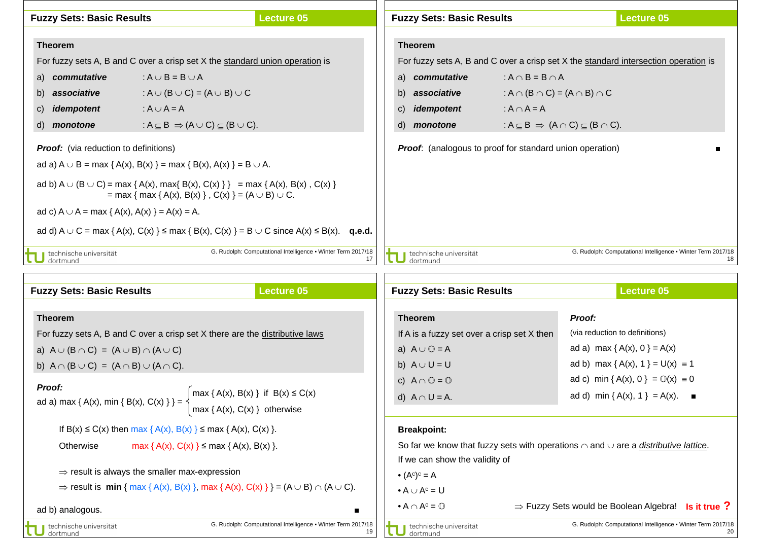## Fuzzy Sets: Basic Results

Lecture 05

**Theorem**

For fuzzy sets A, B and C over a crisp set X the standard union operation is

a) ***commutative*** : $A \cup B = B \cup A$

b) ***associative*** : $A \cup (B \cup C) = (A \cup B) \cup C$

c) ***idempotent*** : $A \cup A = A$

d) ***monotone*** : $A \subseteq B \Rightarrow (A \cup C) \subseteq (B \cup C)$.

***Proof:*** (via reduction to definitions)

ad a) $A \cup B = \max \{ A(x), B(x) \} = \max \{ B(x), A(x) \} = B \cup A$.

ad b) $A \cup (B \cup C) = \max \{ A(x), \max\{ B(x), C(x) \} \} = \max \{ A(x), B(x) , C(x) \}$
$= \max \{ \max \{ A(x), B(x) \} , C(x) \} = (A \cup B) \cup C$.

ad c) $A \cup A = \max \{ A(x), A(x) \} = A(x) = A$.

ad d) $A \cup C = \max \{ A(x), C(x) \} \leq \max \{ B(x), C(x) \} = B \cup C$ since $A(x) \leq B(x)$. **q.e.d.**

## Fuzzy Sets: Basic Results

Lecture 05

**Theorem**

For fuzzy sets A, B and C over a crisp set X the standard intersection operation is

a) ***commutative*** : $A \cap B = B \cap A$

b) ***associative*** : $A \cap (B \cap C) = (A \cap B) \cap C$

c) ***idempotent*** : $A \cap A = A$

d) ***monotone*** : $A \subseteq B \Rightarrow (A \cap C) \subseteq (B \cap C)$.

***Proof***: (analogous to proof for standard union operation) ■

## Fuzzy Sets: Basic Results

Lecture 05

**Theorem**

For fuzzy sets A, B and C over a crisp set X there are the distributive laws

a) $A \cup (B \cap C) = (A \cup B) \cap (A \cup C)$

b) $A \cap (B \cup C) = (A \cap B) \cup (A \cap C)$.

***Proof:***

ad a) $\max \{ A(x), \min \{ B(x), C(x) \} \} = \begin{cases} \max \{ A(x), B(x) \} & \text{if } B(x) \leq C(x) \\ \max \{ A(x), C(x) \} & \text{otherwise} \end{cases}$

If $B(x) \leq C(x)$ then $\max \{ A(x), B(x) \} \leq \max \{ A(x), C(x) \}$.

Otherwise $\max \{ A(x), C(x) \} \leq \max \{ A(x), B(x) \}$.

$\Rightarrow$ result is always the smaller max-expression

$\Rightarrow$ result is $\min \{ \max \{ A(x), B(x) \}, \max \{ A(x), C(x) \} \} = (A \cup B) \cap (A \cup C)$.

ad b) analogous. ■

## Fuzzy Sets: Basic Results

Lecture 05

**Theorem**

If A is a fuzzy set over a crisp set X then

a) $A \cup \mathbb{O} = A$

b) $A \cup U = U$

c) $A \cap \mathbb{O} = \mathbb{O}$

d) $A \cap U = A$.

***Proof:***

(via reduction to definitions)

ad a) $\max \{ A(x), 0 \} = A(x)$

ad b) $\max \{ A(x), 1 \} = U(x) \equiv 1$

ad c) $\min \{ A(x), 0 \} = \mathbb{O}(x) \equiv 0$

ad d) $\min \{ A(x), 1 \} = A(x)$. ■

**Breakpoint:**

So far we know that fuzzy sets with operations $\cap$ and $\cup$ are a ***distributive lattice***.

If we can show the validity of

- $(A^c)^c = A$
- $A \cup A^c = U$
- $A \cap A^c = \mathbb{O}$

$\Rightarrow$ Fuzzy Sets would be Boolean Algebra! **Is it true ?**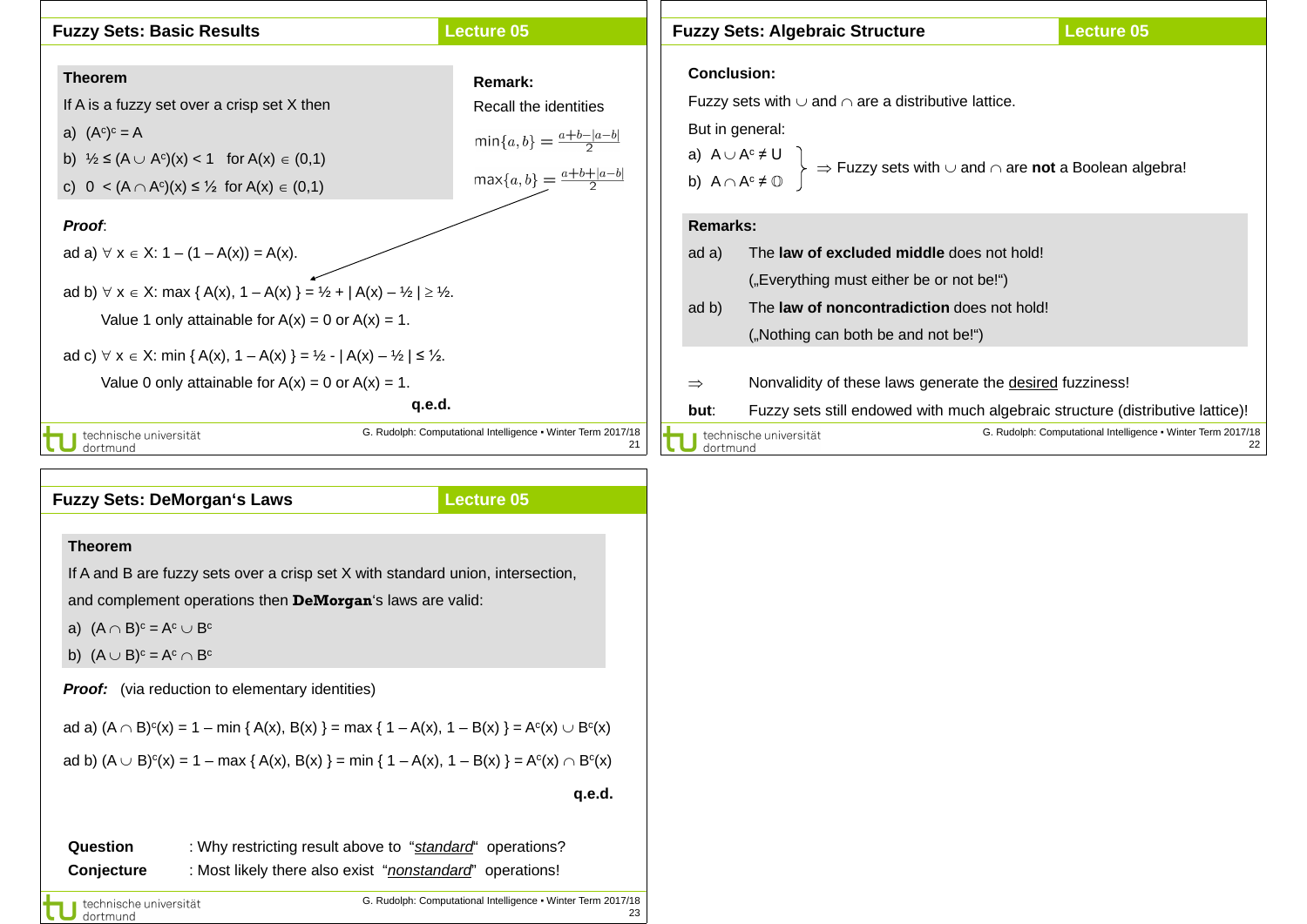## Fuzzy Sets: Basic Results

**Theorem**

If A is a fuzzy set over a crisp set X then

a) $(A^c)^c = A$

b) $½ \le (A \cup A^c)(x) < 1$ for $A(x) \in (0,1)$

c) $0 < (A \cap A^c)(x) \le ½$ for $A(x) \in (0,1)$

**Remark:**

Recall the identities

$$\min\{a,b\} = \frac{a+b-|a-b|}{2}$$

$$\max\{a,b\} = \frac{a+b+|a-b|}{2}$$

***Proof***:

ad a) $\forall x \in X$: $1 - (1 - A(x)) = A(x)$.

ad b) $\forall x \in X$: $\max \{ A(x), 1 - A(x) \} = ½ + | A(x) - ½ | \ge ½$.

Value 1 only attainable for $A(x) = 0$ or $A(x) = 1$.

ad c) $\forall x \in X$: $\min \{ A(x), 1 - A(x) \} = ½ - | A(x) - ½ | \le ½$.

Value 0 only attainable for $A(x) = 0$ or $A(x) = 1$.

**q.e.d.**

## Fuzzy Sets: Algebraic Structure

**Conclusion:**

Fuzzy sets with $\cup$ and $\cap$ are a distributive lattice.

But in general:

a) $A \cup A^c \ne U$

b) $A \cap A^c \ne \mathbb{O}$

$\Rightarrow$ Fuzzy sets with $\cup$ and $\cap$ are **not** a Boolean algebra!

**Remarks:**

ad a) The **law of excluded middle** does not hold!
(„Everything must either be or not be!")

ad b) The **law of noncontradiction** does not hold!
(„Nothing can both be and not be!")

$\Rightarrow$ Nonvalidity of these laws generate the desired fuzziness!

**but**: Fuzzy sets still endowed with much algebraic structure (distributive lattice)!

## Fuzzy Sets: DeMorgan's Laws

**Theorem**

If A and B are fuzzy sets over a crisp set X with standard union, intersection, and complement operations then **DeMorgan**'s laws are valid:

a) $(A \cap B)^c = A^c \cup B^c$

b) $(A \cup B)^c = A^c \cap B^c$

***Proof:*** (via reduction to elementary identities)

ad a) $(A \cap B)^c(x) = 1 - \min \{ A(x), B(x) \} = \max \{ 1 - A(x), 1 - B(x) \} = A^c(x) \cup B^c(x)$

ad b) $(A \cup B)^c(x) = 1 - \max \{ A(x), B(x) \} = \min \{ 1 - A(x), 1 - B(x) \} = A^c(x) \cap B^c(x)$

**q.e.d.**

**Question** : Why restricting result above to "*standard*" operations?

**Conjecture** : Most likely there also exist "*nonstandard*" operations!